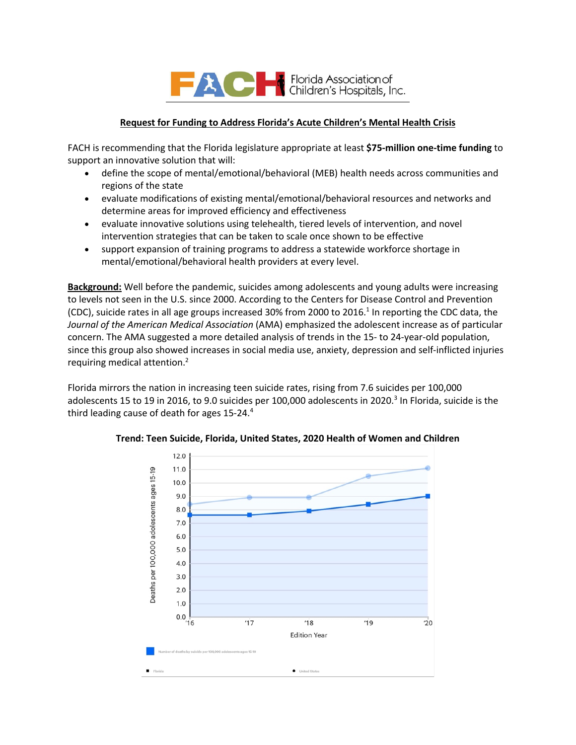FACH Florida Association of Children's Hospitals, Inc.

## Request for Funding to Address Florida's Acute Children's Mental Health Crisis

FACH is recommending that the Florida legislature appropriate at least **$75-million one-time funding** to support an innovative solution that will:

- define the scope of mental/emotional/behavioral (MEB) health needs across communities and regions of the state
- evaluate modifications of existing mental/emotional/behavioral resources and networks and determine areas for improved efficiency and effectiveness
- evaluate innovative solutions using telehealth, tiered levels of intervention, and novel intervention strategies that can be taken to scale once shown to be effective
- support expansion of training programs to address a statewide workforce shortage in mental/emotional/behavioral health providers at every level.

**Background:** Well before the pandemic, suicides among adolescents and young adults were increasing to levels not seen in the U.S. since 2000. According to the Centers for Disease Control and Prevention (CDC), suicide rates in all age groups increased 30% from 2000 to 2016.[1] In reporting the CDC data, the *Journal of the American Medical Association* (AMA) emphasized the adolescent increase as of particular concern. The AMA suggested a more detailed analysis of trends in the 15- to 24-year-old population, since this group also showed increases in social media use, anxiety, depression and self-inflicted injuries requiring medical attention.[2]

Florida mirrors the nation in increasing teen suicide rates, rising from 7.6 suicides per 100,000 adolescents 15 to 19 in 2016, to 9.0 suicides per 100,000 adolescents in 2020.[3] In Florida, suicide is the third leading cause of death for ages 15-24.[4]

**Trend: Teen Suicide, Florida, United States, 2020 Health of Women and Children**

Deaths per 100,000 adolescents ages 15-19

Edition Year: '16, '17, '18, '19, '20

Number of deaths by suicide per 100,000 adolescents ages 15-19

Florida | United States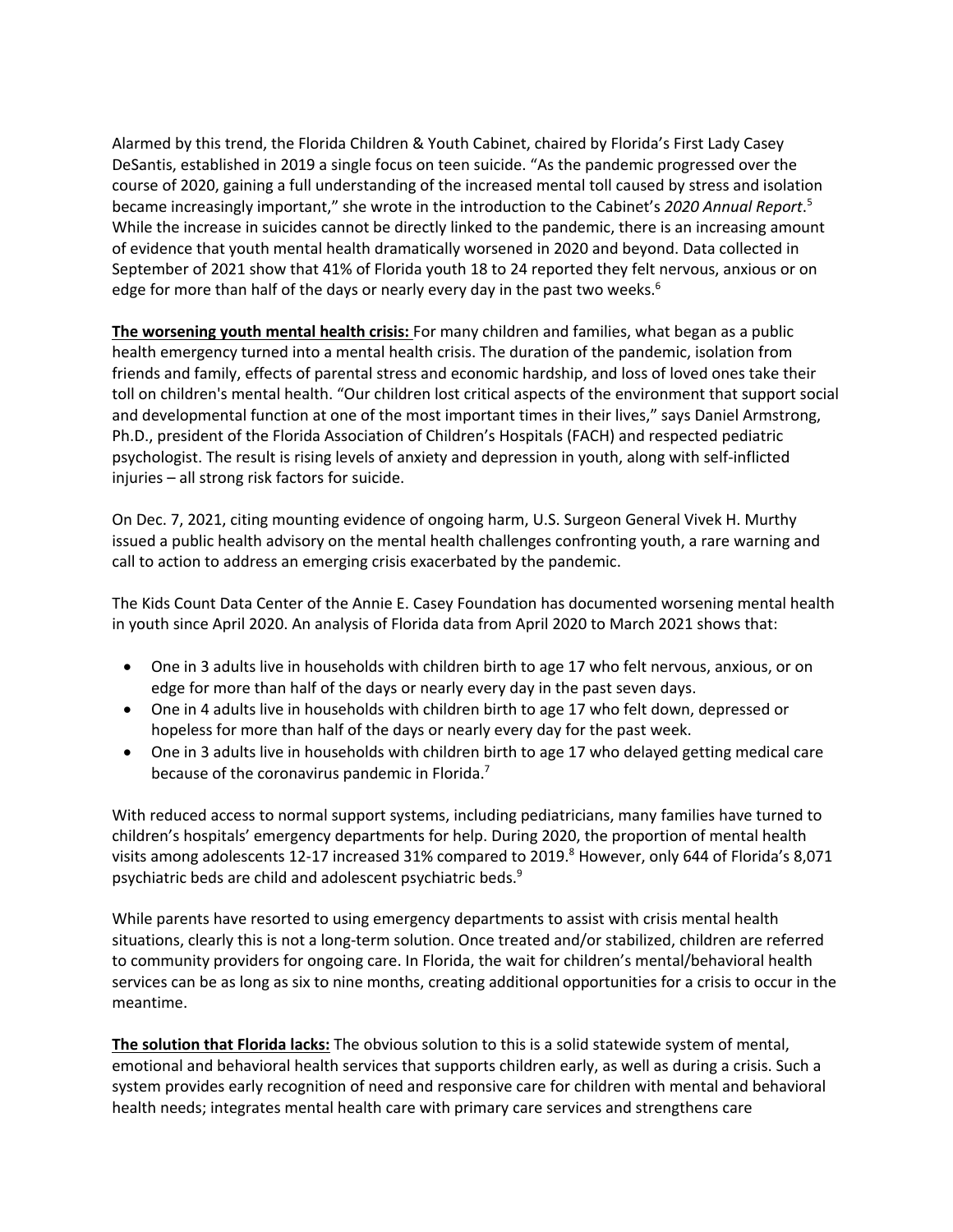Alarmed by this trend, the Florida Children & Youth Cabinet, chaired by Florida's First Lady Casey DeSantis, established in 2019 a single focus on teen suicide. "As the pandemic progressed over the course of 2020, gaining a full understanding of the increased mental toll caused by stress and isolation became increasingly important," she wrote in the introduction to the Cabinet's *2020 Annual Report*.[5] While the increase in suicides cannot be directly linked to the pandemic, there is an increasing amount of evidence that youth mental health dramatically worsened in 2020 and beyond. Data collected in September of 2021 show that 41% of Florida youth 18 to 24 reported they felt nervous, anxious or on edge for more than half of the days or nearly every day in the past two weeks.[6]

**The worsening youth mental health crisis:** For many children and families, what began as a public health emergency turned into a mental health crisis. The duration of the pandemic, isolation from friends and family, effects of parental stress and economic hardship, and loss of loved ones take their toll on children's mental health. "Our children lost critical aspects of the environment that support social and developmental function at one of the most important times in their lives," says Daniel Armstrong, Ph.D., president of the Florida Association of Children's Hospitals (FACH) and respected pediatric psychologist. The result is rising levels of anxiety and depression in youth, along with self-inflicted injuries – all strong risk factors for suicide.

On Dec. 7, 2021, citing mounting evidence of ongoing harm, U.S. Surgeon General Vivek H. Murthy issued a public health advisory on the mental health challenges confronting youth, a rare warning and call to action to address an emerging crisis exacerbated by the pandemic.

The Kids Count Data Center of the Annie E. Casey Foundation has documented worsening mental health in youth since April 2020. An analysis of Florida data from April 2020 to March 2021 shows that:

- One in 3 adults live in households with children birth to age 17 who felt nervous, anxious, or on edge for more than half of the days or nearly every day in the past seven days.
- One in 4 adults live in households with children birth to age 17 who felt down, depressed or hopeless for more than half of the days or nearly every day for the past week.
- One in 3 adults live in households with children birth to age 17 who delayed getting medical care because of the coronavirus pandemic in Florida.[7]

With reduced access to normal support systems, including pediatricians, many families have turned to children's hospitals' emergency departments for help. During 2020, the proportion of mental health visits among adolescents 12-17 increased 31% compared to 2019.[8] However, only 644 of Florida's 8,071 psychiatric beds are child and adolescent psychiatric beds.[9]

While parents have resorted to using emergency departments to assist with crisis mental health situations, clearly this is not a long-term solution. Once treated and/or stabilized, children are referred to community providers for ongoing care. In Florida, the wait for children's mental/behavioral health services can be as long as six to nine months, creating additional opportunities for a crisis to occur in the meantime.

**The solution that Florida lacks:** The obvious solution to this is a solid statewide system of mental, emotional and behavioral health services that supports children early, as well as during a crisis. Such a system provides early recognition of need and responsive care for children with mental and behavioral health needs; integrates mental health care with primary care services and strengthens care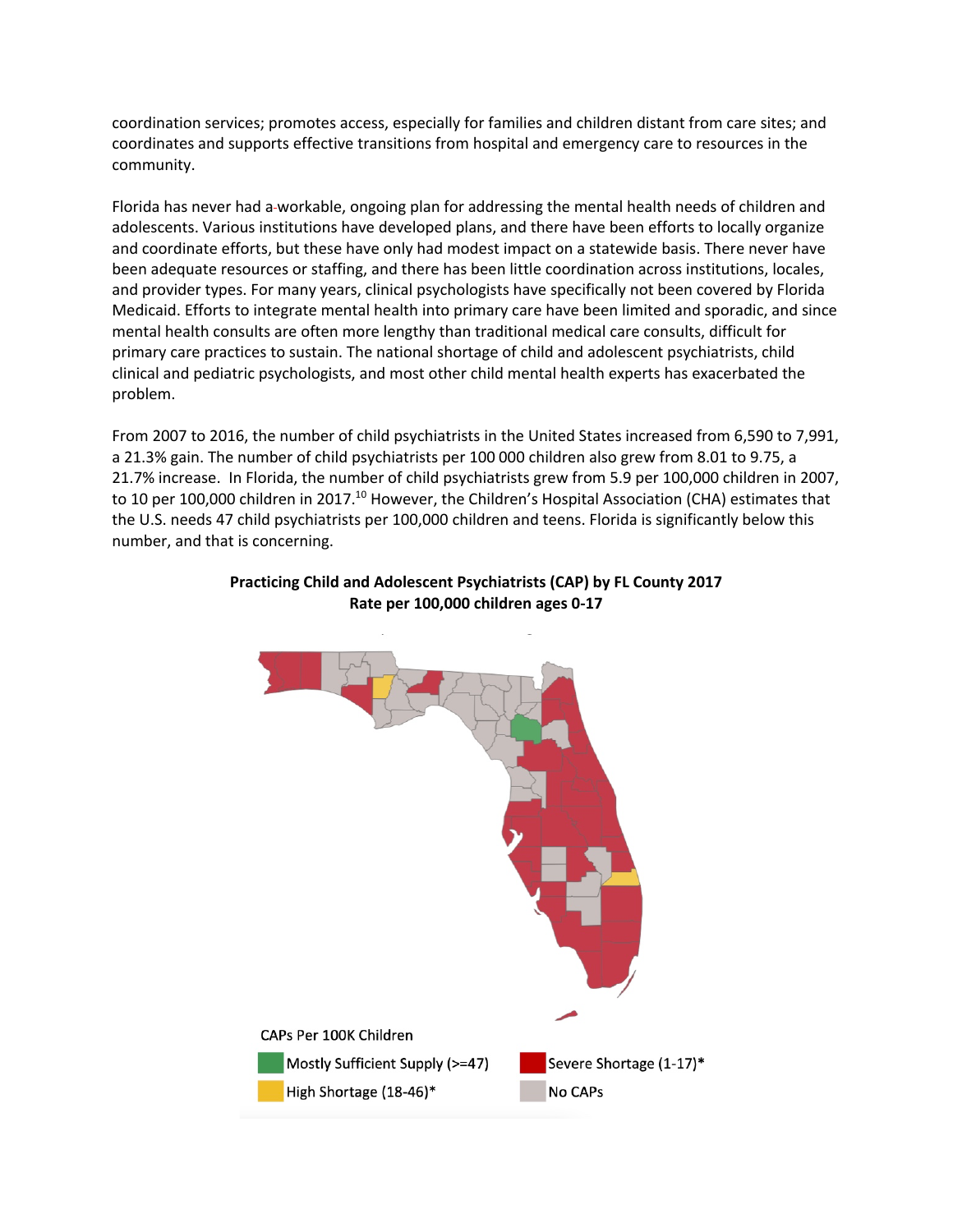coordination services; promotes access, especially for families and children distant from care sites; and coordinates and supports effective transitions from hospital and emergency care to resources in the community.

Florida has never had a workable, ongoing plan for addressing the mental health needs of children and adolescents. Various institutions have developed plans, and there have been efforts to locally organize and coordinate efforts, but these have only had modest impact on a statewide basis. There never have been adequate resources or staffing, and there has been little coordination across institutions, locales, and provider types. For many years, clinical psychologists have specifically not been covered by Florida Medicaid. Efforts to integrate mental health into primary care have been limited and sporadic, and since mental health consults are often more lengthy than traditional medical care consults, difficult for primary care practices to sustain. The national shortage of child and adolescent psychiatrists, child clinical and pediatric psychologists, and most other child mental health experts has exacerbated the problem.

From 2007 to 2016, the number of child psychiatrists in the United States increased from 6,590 to 7,991, a 21.3% gain. The number of child psychiatrists per 100 000 children also grew from 8.01 to 9.75, a 21.7% increase. In Florida, the number of child psychiatrists grew from 5.9 per 100,000 children in 2007, to 10 per 100,000 children in 2017.[10] However, the Children's Hospital Association (CHA) estimates that the U.S. needs 47 child psychiatrists per 100,000 children and teens. Florida is significantly below this number, and that is concerning.

**Practicing Child and Adolescent Psychiatrists (CAP) by FL County 2017**
**Rate per 100,000 children ages 0-17**

CAPs Per 100K Children

- Mostly Sufficient Supply (>=47)
- High Shortage (18-46)*
- Severe Shortage (1-17)*
- No CAPs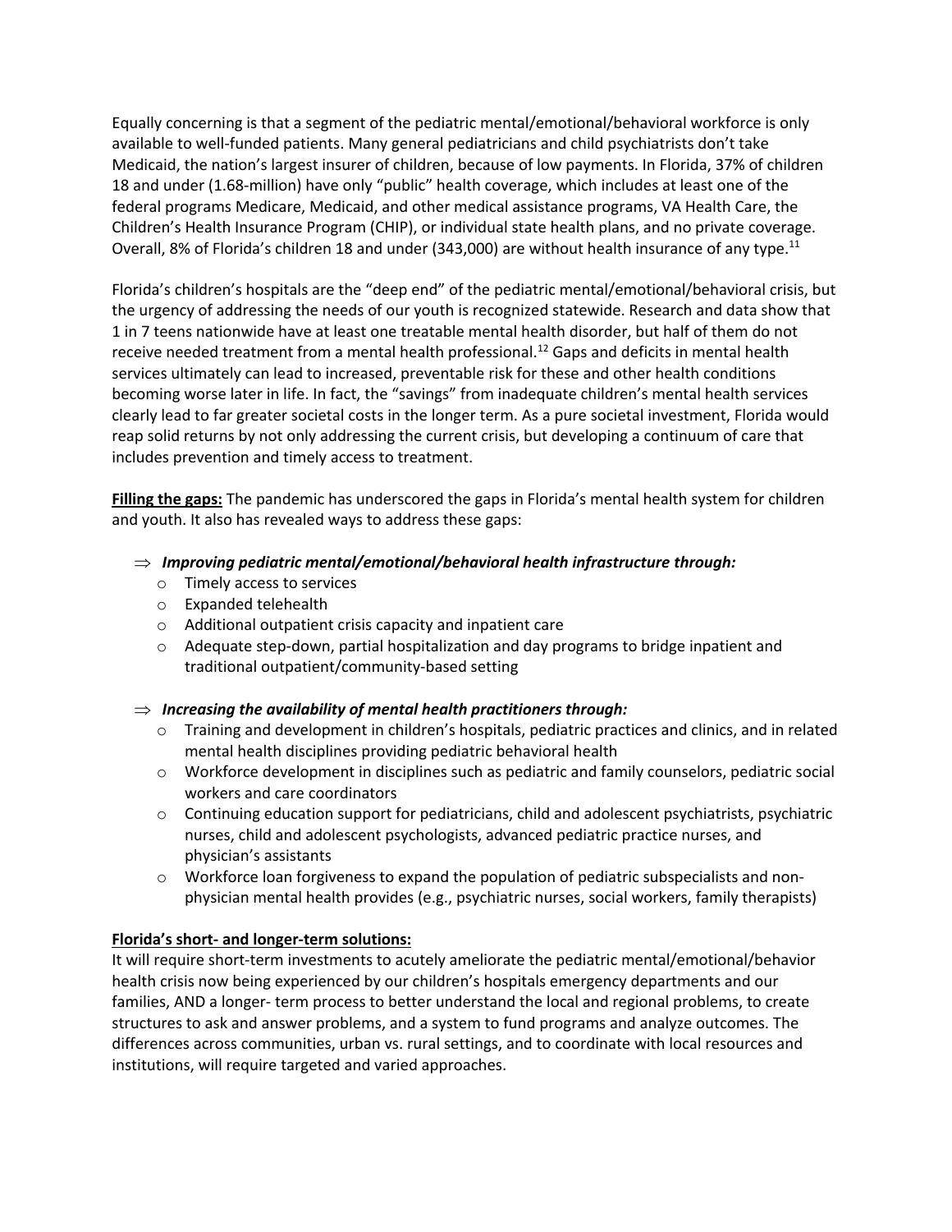Equally concerning is that a segment of the pediatric mental/emotional/behavioral workforce is only available to well-funded patients. Many general pediatricians and child psychiatrists don't take Medicaid, the nation's largest insurer of children, because of low payments. In Florida, 37% of children 18 and under (1.68-million) have only "public" health coverage, which includes at least one of the federal programs Medicare, Medicaid, and other medical assistance programs, VA Health Care, the Children's Health Insurance Program (CHIP), or individual state health plans, and no private coverage. Overall, 8% of Florida's children 18 and under (343,000) are without health insurance of any type.[11]

Florida's children's hospitals are the "deep end" of the pediatric mental/emotional/behavioral crisis, but the urgency of addressing the needs of our youth is recognized statewide. Research and data show that 1 in 7 teens nationwide have at least one treatable mental health disorder, but half of them do not receive needed treatment from a mental health professional.[12] Gaps and deficits in mental health services ultimately can lead to increased, preventable risk for these and other health conditions becoming worse later in life. In fact, the "savings" from inadequate children's mental health services clearly lead to far greater societal costs in the longer term. As a pure societal investment, Florida would reap solid returns by not only addressing the current crisis, but developing a continuum of care that includes prevention and timely access to treatment.

**Filling the gaps:** The pandemic has underscored the gaps in Florida's mental health system for children and youth. It also has revealed ways to address these gaps:

⇒ ***Improving pediatric mental/emotional/behavioral health infrastructure through:***

- Timely access to services
- Expanded telehealth
- Additional outpatient crisis capacity and inpatient care
- Adequate step-down, partial hospitalization and day programs to bridge inpatient and traditional outpatient/community-based setting

⇒ ***Increasing the availability of mental health practitioners through:***

- Training and development in children's hospitals, pediatric practices and clinics, and in related mental health disciplines providing pediatric behavioral health
- Workforce development in disciplines such as pediatric and family counselors, pediatric social workers and care coordinators
- Continuing education support for pediatricians, child and adolescent psychiatrists, psychiatric nurses, child and adolescent psychologists, advanced pediatric practice nurses, and physician's assistants
- Workforce loan forgiveness to expand the population of pediatric subspecialists and non-physician mental health provides (e.g., psychiatric nurses, social workers, family therapists)

**Florida's short- and longer-term solutions:**

It will require short-term investments to acutely ameliorate the pediatric mental/emotional/behavior health crisis now being experienced by our children's hospitals emergency departments and our families, AND a longer- term process to better understand the local and regional problems, to create structures to ask and answer problems, and a system to fund programs and analyze outcomes. The differences across communities, urban vs. rural settings, and to coordinate with local resources and institutions, will require targeted and varied approaches.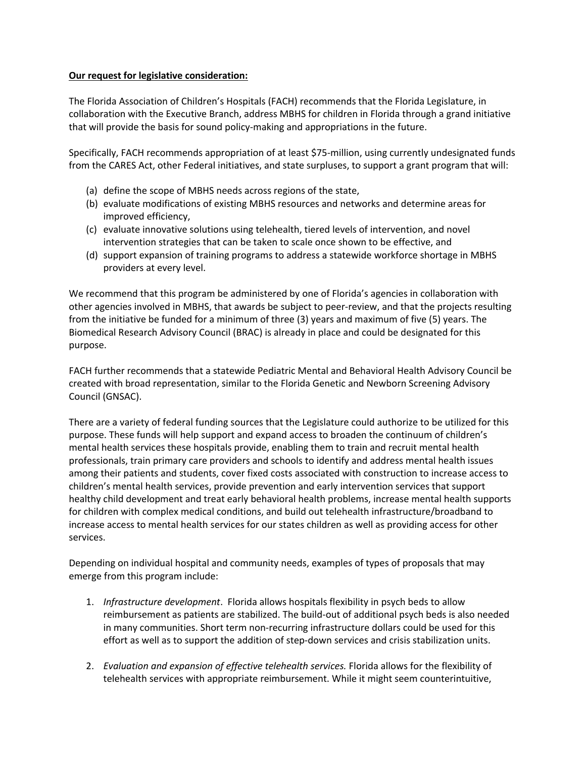**Our request for legislative consideration:**

The Florida Association of Children's Hospitals (FACH) recommends that the Florida Legislature, in collaboration with the Executive Branch, address MBHS for children in Florida through a grand initiative that will provide the basis for sound policy-making and appropriations in the future.

Specifically, FACH recommends appropriation of at least $75-million, using currently undesignated funds from the CARES Act, other Federal initiatives, and state surpluses, to support a grant program that will:

(a) define the scope of MBHS needs across regions of the state,
(b) evaluate modifications of existing MBHS resources and networks and determine areas for improved efficiency,
(c) evaluate innovative solutions using telehealth, tiered levels of intervention, and novel intervention strategies that can be taken to scale once shown to be effective, and
(d) support expansion of training programs to address a statewide workforce shortage in MBHS providers at every level.

We recommend that this program be administered by one of Florida's agencies in collaboration with other agencies involved in MBHS, that awards be subject to peer-review, and that the projects resulting from the initiative be funded for a minimum of three (3) years and maximum of five (5) years. The Biomedical Research Advisory Council (BRAC) is already in place and could be designated for this purpose.

FACH further recommends that a statewide Pediatric Mental and Behavioral Health Advisory Council be created with broad representation, similar to the Florida Genetic and Newborn Screening Advisory Council (GNSAC).

There are a variety of federal funding sources that the Legislature could authorize to be utilized for this purpose. These funds will help support and expand access to broaden the continuum of children's mental health services these hospitals provide, enabling them to train and recruit mental health professionals, train primary care providers and schools to identify and address mental health issues among their patients and students, cover fixed costs associated with construction to increase access to children's mental health services, provide prevention and early intervention services that support healthy child development and treat early behavioral health problems, increase mental health supports for children with complex medical conditions, and build out telehealth infrastructure/broadband to increase access to mental health services for our states children as well as providing access for other services.

Depending on individual hospital and community needs, examples of types of proposals that may emerge from this program include:

1. *Infrastructure development*. Florida allows hospitals flexibility in psych beds to allow reimbursement as patients are stabilized. The build-out of additional psych beds is also needed in many communities. Short term non-recurring infrastructure dollars could be used for this effort as well as to support the addition of step-down services and crisis stabilization units.

2. *Evaluation and expansion of effective telehealth services.* Florida allows for the flexibility of telehealth services with appropriate reimbursement. While it might seem counterintuitive,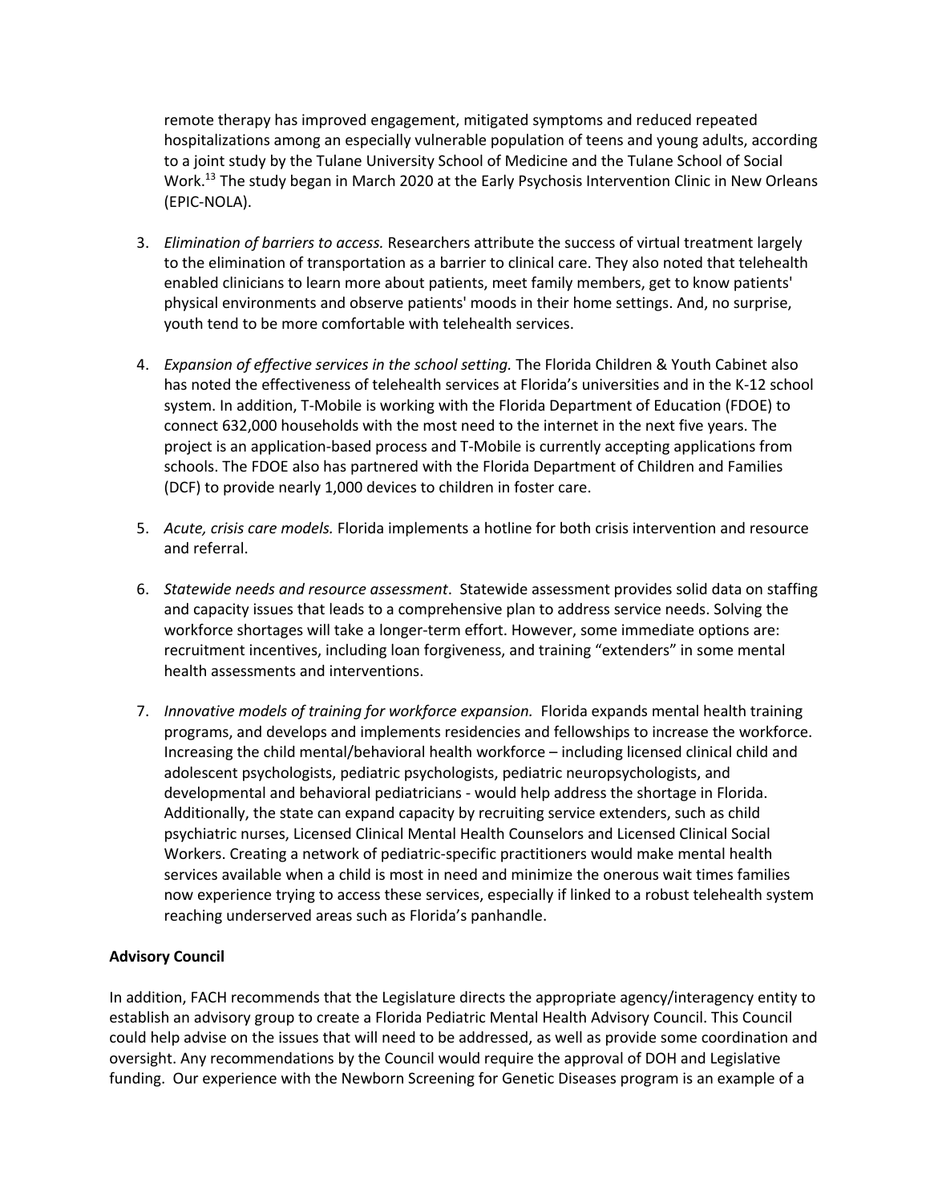remote therapy has improved engagement, mitigated symptoms and reduced repeated hospitalizations among an especially vulnerable population of teens and young adults, according to a joint study by the Tulane University School of Medicine and the Tulane School of Social Work.[13] The study began in March 2020 at the Early Psychosis Intervention Clinic in New Orleans (EPIC-NOLA).

3. *Elimination of barriers to access.* Researchers attribute the success of virtual treatment largely to the elimination of transportation as a barrier to clinical care. They also noted that telehealth enabled clinicians to learn more about patients, meet family members, get to know patients' physical environments and observe patients' moods in their home settings. And, no surprise, youth tend to be more comfortable with telehealth services.

4. *Expansion of effective services in the school setting.* The Florida Children & Youth Cabinet also has noted the effectiveness of telehealth services at Florida's universities and in the K-12 school system. In addition, T-Mobile is working with the Florida Department of Education (FDOE) to connect 632,000 households with the most need to the internet in the next five years. The project is an application-based process and T-Mobile is currently accepting applications from schools. The FDOE also has partnered with the Florida Department of Children and Families (DCF) to provide nearly 1,000 devices to children in foster care.

5. *Acute, crisis care models.* Florida implements a hotline for both crisis intervention and resource and referral.

6. *Statewide needs and resource assessment*. Statewide assessment provides solid data on staffing and capacity issues that leads to a comprehensive plan to address service needs. Solving the workforce shortages will take a longer-term effort. However, some immediate options are: recruitment incentives, including loan forgiveness, and training "extenders" in some mental health assessments and interventions.

7. *Innovative models of training for workforce expansion.* Florida expands mental health training programs, and develops and implements residencies and fellowships to increase the workforce. Increasing the child mental/behavioral health workforce – including licensed clinical child and adolescent psychologists, pediatric psychologists, pediatric neuropsychologists, and developmental and behavioral pediatricians - would help address the shortage in Florida. Additionally, the state can expand capacity by recruiting service extenders, such as child psychiatric nurses, Licensed Clinical Mental Health Counselors and Licensed Clinical Social Workers. Creating a network of pediatric-specific practitioners would make mental health services available when a child is most in need and minimize the onerous wait times families now experience trying to access these services, especially if linked to a robust telehealth system reaching underserved areas such as Florida's panhandle.

**Advisory Council**

In addition, FACH recommends that the Legislature directs the appropriate agency/interagency entity to establish an advisory group to create a Florida Pediatric Mental Health Advisory Council. This Council could help advise on the issues that will need to be addressed, as well as provide some coordination and oversight. Any recommendations by the Council would require the approval of DOH and Legislative funding. Our experience with the Newborn Screening for Genetic Diseases program is an example of a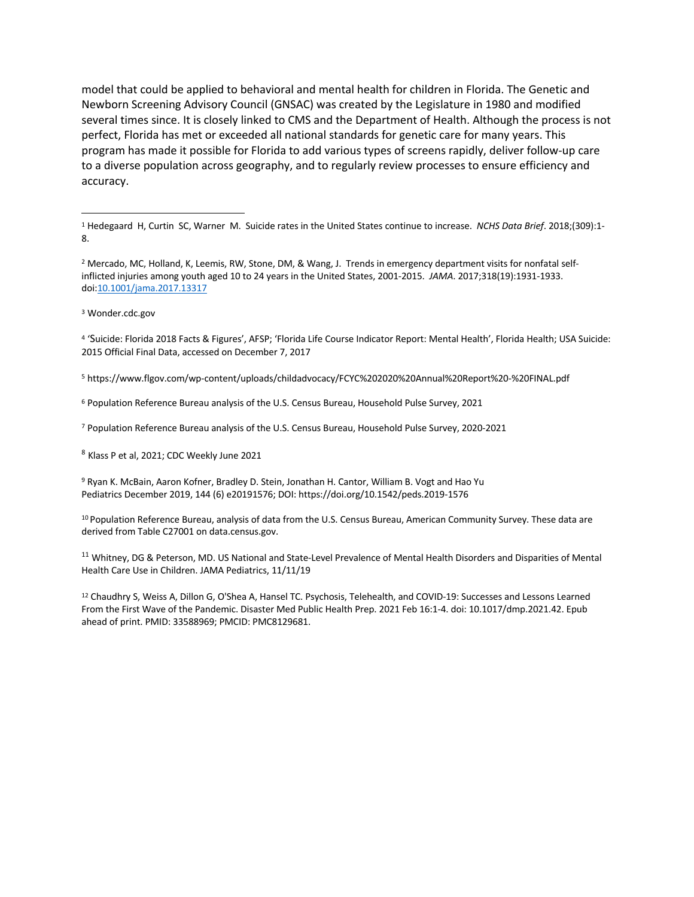model that could be applied to behavioral and mental health for children in Florida. The Genetic and Newborn Screening Advisory Council (GNSAC) was created by the Legislature in 1980 and modified several times since. It is closely linked to CMS and the Department of Health. Although the process is not perfect, Florida has met or exceeded all national standards for genetic care for many years. This program has made it possible for Florida to add various types of screens rapidly, deliver follow-up care to a diverse population across geography, and to regularly review processes to ensure efficiency and accuracy.

---

[1] Hedegaard H, Curtin SC, Warner M. Suicide rates in the United States continue to increase. *NCHS Data Brief*. 2018;(309):1-8.

[2] Mercado, MC, Holland, K, Leemis, RW, Stone, DM, & Wang, J. Trends in emergency department visits for nonfatal self-inflicted injuries among youth aged 10 to 24 years in the United States, 2001-2015. *JAMA*. 2017;318(19):1931-1933. doi:10.1001/jama.2017.13317

[3] Wonder.cdc.gov

[4] 'Suicide: Florida 2018 Facts & Figures', AFSP; 'Florida Life Course Indicator Report: Mental Health', Florida Health; USA Suicide: 2015 Official Final Data, accessed on December 7, 2017

[5] https://www.flgov.com/wp-content/uploads/childadvocacy/FCYC%202020%20Annual%20Report%20-%20FINAL.pdf

[6] Population Reference Bureau analysis of the U.S. Census Bureau, Household Pulse Survey, 2021

[7] Population Reference Bureau analysis of the U.S. Census Bureau, Household Pulse Survey, 2020-2021

[8] Klass P et al, 2021; CDC Weekly June 2021

[9] Ryan K. McBain, Aaron Kofner, Bradley D. Stein, Jonathan H. Cantor, William B. Vogt and Hao Yu Pediatrics December 2019, 144 (6) e20191576; DOI: https://doi.org/10.1542/peds.2019-1576

[10] Population Reference Bureau, analysis of data from the U.S. Census Bureau, American Community Survey. These data are derived from Table C27001 on data.census.gov.

[11] Whitney, DG & Peterson, MD. US National and State-Level Prevalence of Mental Health Disorders and Disparities of Mental Health Care Use in Children. JAMA Pediatrics, 11/11/19

[12] Chaudhry S, Weiss A, Dillon G, O'Shea A, Hansel TC. Psychosis, Telehealth, and COVID-19: Successes and Lessons Learned From the First Wave of the Pandemic. Disaster Med Public Health Prep. 2021 Feb 16:1-4. doi: 10.1017/dmp.2021.42. Epub ahead of print. PMID: 33588969; PMCID: PMC8129681.